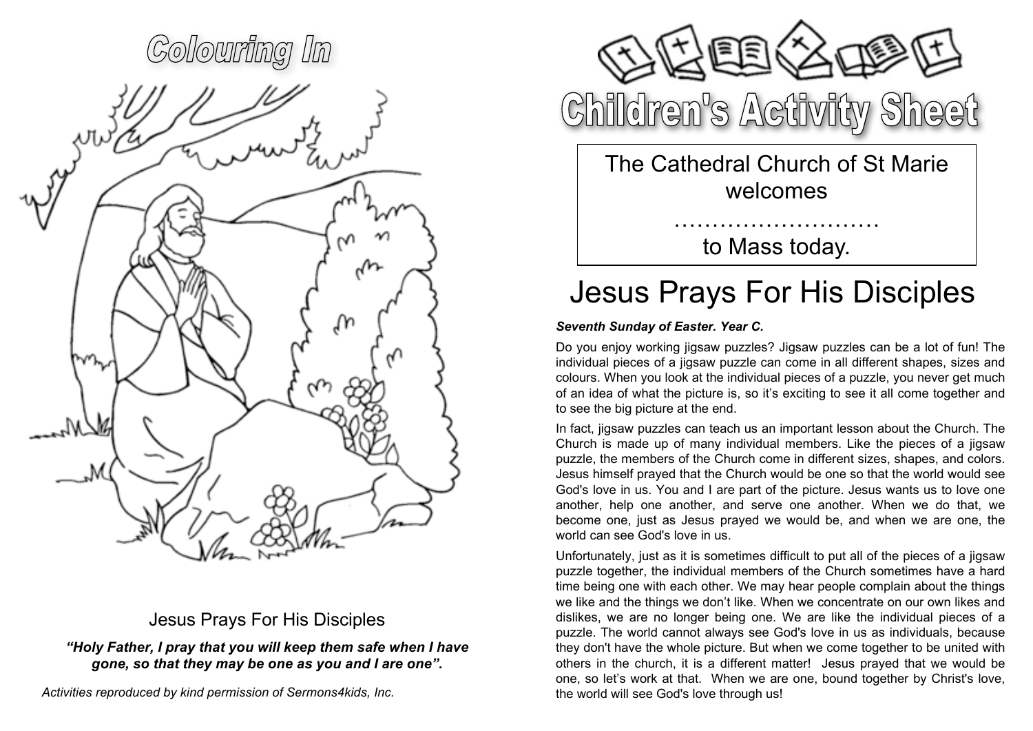# Colouring In

## Jesus Prays For His Disciples

***"Holy Father, I pray that you will keep them safe when I have gone, so that they may be one as you and I are one".***

*Activities reproduced by kind permission of Sermons4kids, Inc.*

# Children's Activity Sheet

The Cathedral Church of St Marie welcomes

………………………

to Mass today.

# Jesus Prays For His Disciples

***Seventh Sunday of Easter. Year C.***

Do you enjoy working jigsaw puzzles? Jigsaw puzzles can be a lot of fun! The individual pieces of a jigsaw puzzle can come in all different shapes, sizes and colours. When you look at the individual pieces of a puzzle, you never get much of an idea of what the picture is, so it's exciting to see it all come together and to see the big picture at the end.

In fact, jigsaw puzzles can teach us an important lesson about the Church. The Church is made up of many individual members. Like the pieces of a jigsaw puzzle, the members of the Church come in different sizes, shapes, and colors. Jesus himself prayed that the Church would be one so that the world would see God's love in us. You and I are part of the picture. Jesus wants us to love one another, help one another, and serve one another. When we do that, we become one, just as Jesus prayed we would be, and when we are one, the world can see God's love in us.

Unfortunately, just as it is sometimes difficult to put all of the pieces of a jigsaw puzzle together, the individual members of the Church sometimes have a hard time being one with each other. We may hear people complain about the things we like and the things we don't like. When we concentrate on our own likes and dislikes, we are no longer being one. We are like the individual pieces of a puzzle. The world cannot always see God's love in us as individuals, because they don't have the whole picture. But when we come together to be united with others in the church, it is a different matter! Jesus prayed that we would be one, so let's work at that. When we are one, bound together by Christ's love, the world will see God's love through us!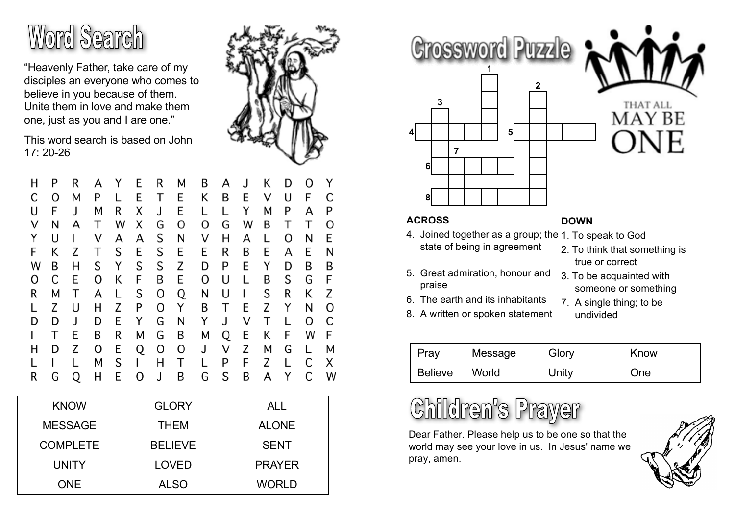# Word Search

"Heavenly Father, take care of my disciples an everyone who comes to believe in you because of them. Unite them in love and make them one, just as you and I are one."

This word search is based on John 17: 20-26

```
H P R A Y E R M B A J K D O Y
C O M P L E T E K B E V U F C
U F J M R X J E L L Y M P A P
V N A T W X G O O G W B T T O
Y U I V A A S N V H A L O N E
F K Z T S E S E E R B E A E N
W B H S Y S S Z D P E Y D B B
O C E O K F B E O U L B S G F
R M T A L S O Q N U I S R K Z
L Z U H Z P O Y B T E Z Y N O
D D J D E Y G N Y J V T L O C
I T E B R M G B M Q E K F W F
H D Z O E Q O O J V Z M G L M
L I L M S I H T L P F Z L C X
R G Q H E O J B G S B A Y C W
```

| | | |
|---|---|---|
| KNOW | GLORY | ALL |
| MESSAGE | THEM | ALONE |
| COMPLETE | BELIEVE | SENT |
| UNITY | LOVED | PRAYER |
| ONE | ALSO | WORLD |

# Crossword Puzzle

THAT ALL MAY BE ONE

**ACROSS**

4. Joined together as a group; the state of being in agreement
5. Great admiration, honour and praise
6. The earth and its inhabitants
8. A written or spoken statement

**DOWN**

1. To speak to God
2. To think that something is true or correct
3. To be acquainted with someone or something
7. A single thing; to be undivided

| | | | |
|---|---|---|---|
| Pray | Message | Glory | Know |
| Believe | World | Unity | One |

# Children's Prayer

Dear Father. Please help us to be one so that the world may see your love in us. In Jesus' name we pray, amen.